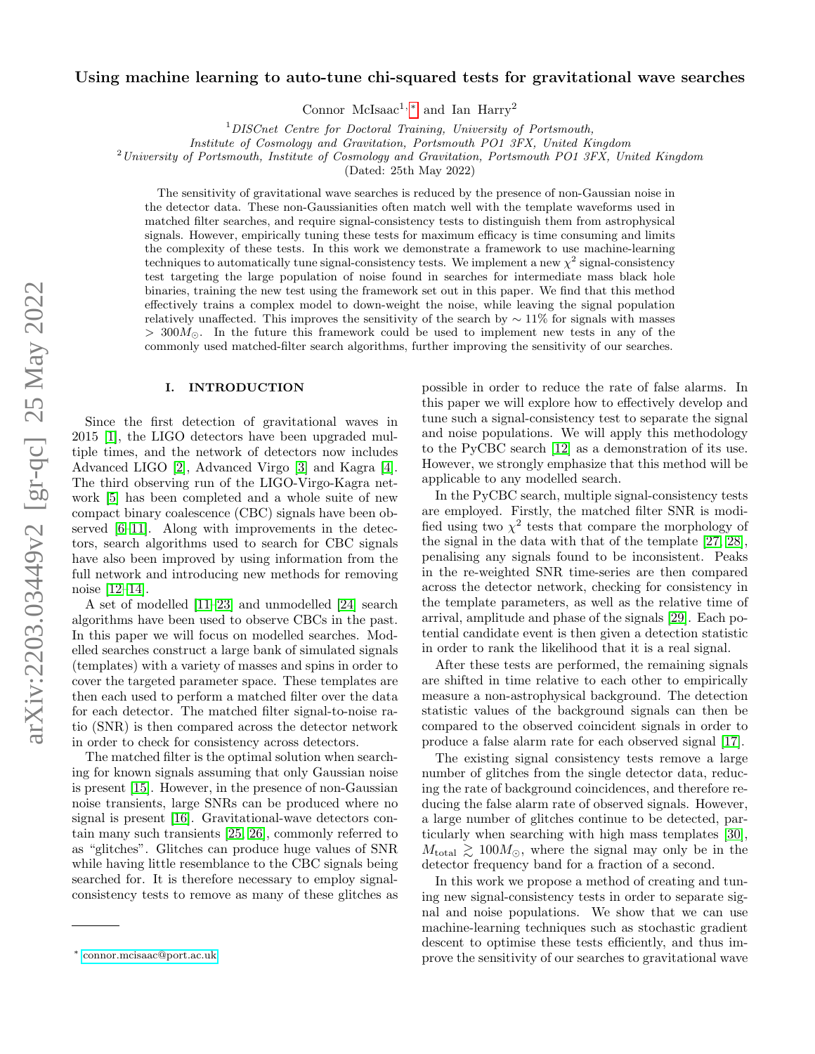# Using machine learning to auto-tune chi-squared tests for gravitational wave searches

Connor McIsaac[1,*] and Ian Harry[2]

[1] *DISCnet Centre for Doctoral Training, University of Portsmouth, Institute of Cosmology and Gravitation, Portsmouth PO1 3FX, United Kingdom*

[2] *University of Portsmouth, Institute of Cosmology and Gravitation, Portsmouth PO1 3FX, United Kingdom*

(Dated: 25th May 2022)

The sensitivity of gravitational wave searches is reduced by the presence of non-Gaussian noise in the detector data. These non-Gaussianities often match well with the template waveforms used in matched filter searches, and require signal-consistency tests to distinguish them from astrophysical signals. However, empirically tuning these tests for maximum efficacy is time consuming and limits the complexity of these tests. In this work we demonstrate a framework to use machine-learning techniques to automatically tune signal-consistency tests. We implement a new $\chi^2$ signal-consistency test targeting the large population of noise found in searches for intermediate mass black hole binaries, training the new test using the framework set out in this paper. We find that this method effectively trains a complex model to down-weight the noise, while leaving the signal population relatively unaffected. This improves the sensitivity of the search by $\sim 11\%$ for signals with masses $> 300 M_{\odot}$. In the future this framework could be used to implement new tests in any of the commonly used matched-filter search algorithms, further improving the sensitivity of our searches.

## I. INTRODUCTION

Since the first detection of gravitational waves in 2015 [1], the LIGO detectors have been upgraded multiple times, and the network of detectors now includes Advanced LIGO [2], Advanced Virgo [3] and Kagra [4]. The third observing run of the LIGO-Virgo-Kagra network [5] has been completed and a whole suite of new compact binary coalescence (CBC) signals have been observed [6–11]. Along with improvements in the detectors, search algorithms used to search for CBC signals have also been improved by using information from the full network and introducing new methods for removing noise [12–14].

A set of modelled [11–23] and unmodelled [24] search algorithms have been used to observe CBCs in the past. In this paper we will focus on modelled searches. Modelled searches construct a large bank of simulated signals (templates) with a variety of masses and spins in order to cover the targeted parameter space. These templates are then each used to perform a matched filter over the data for each detector. The matched filter signal-to-noise ratio (SNR) is then compared across the detector network in order to check for consistency across detectors.

The matched filter is the optimal solution when searching for known signals assuming that only Gaussian noise is present [15]. However, in the presence of non-Gaussian noise transients, large SNRs can be produced where no signal is present [16]. Gravitational-wave detectors contain many such transients [25, 26], commonly referred to as "glitches". Glitches can produce huge values of SNR while having little resemblance to the CBC signals being searched for. It is therefore necessary to employ signal-consistency tests to remove as many of these glitches as possible in order to reduce the rate of false alarms. In this paper we will explore how to effectively develop and tune such a signal-consistency test to separate the signal and noise populations. We will apply this methodology to the PyCBC search [12] as a demonstration of its use. However, we strongly emphasize that this method will be applicable to any modelled search.

In the PyCBC search, multiple signal-consistency tests are employed. Firstly, the matched filter SNR is modified using two $\chi^2$ tests that compare the morphology of the signal in the data with that of the template [27, 28], penalising any signals found to be inconsistent. Peaks in the re-weighted SNR time-series are then compared across the detector network, checking for consistency in the template parameters, as well as the relative time of arrival, amplitude and phase of the signals [29]. Each potential candidate event is then given a detection statistic in order to rank the likelihood that it is a real signal.

After these tests are performed, the remaining signals are shifted in time relative to each other to empirically measure a non-astrophysical background. The detection statistic values of the background signals can then be compared to the observed coincident signals in order to produce a false alarm rate for each observed signal [17].

The existing signal consistency tests remove a large number of glitches from the single detector data, reducing the rate of background coincidences, and therefore reducing the false alarm rate of observed signals. However, a large number of glitches continue to be detected, particularly when searching with high mass templates [30], $M_{\text{total}} \gtrsim 100 M_{\odot}$, where the signal may only be in the detector frequency band for a fraction of a second.

In this work we propose a method of creating and tuning new signal-consistency tests in order to separate signal and noise populations. We show that we can use machine-learning techniques such as stochastic gradient descent to optimise these tests efficiently, and thus improve the sensitivity of our searches to gravitational wave

[*] connor.mcisaac@port.ac.uk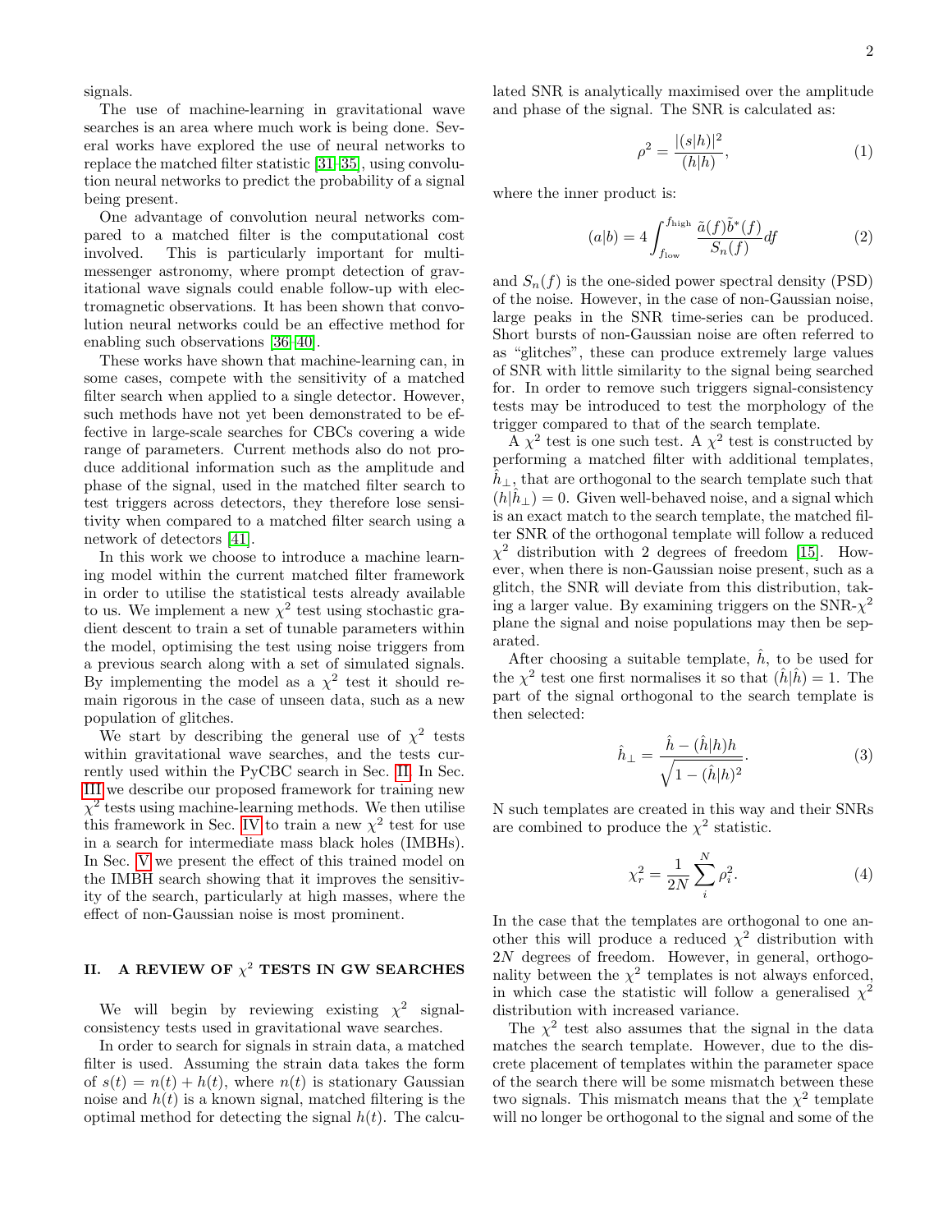signals.

The use of machine-learning in gravitational wave searches is an area where much work is being done. Several works have explored the use of neural networks to replace the matched filter statistic [31–35], using convolution neural networks to predict the probability of a signal being present.

One advantage of convolution neural networks compared to a matched filter is the computational cost involved. This is particularly important for multi-messenger astronomy, where prompt detection of gravitational wave signals could enable follow-up with electromagnetic observations. It has been shown that convolution neural networks could be an effective method for enabling such observations [36–40].

These works have shown that machine-learning can, in some cases, compete with the sensitivity of a matched filter search when applied to a single detector. However, such methods have not yet been demonstrated to be effective in large-scale searches for CBCs covering a wide range of parameters. Current methods also do not produce additional information such as the amplitude and phase of the signal, used in the matched filter search to test triggers across detectors, they therefore lose sensitivity when compared to a matched filter search using a network of detectors [41].

In this work we choose to introduce a machine learning model within the current matched filter framework in order to utilise the statistical tests already available to us. We implement a new $\chi^2$ test using stochastic gradient descent to train a set of tunable parameters within the model, optimising the test using noise triggers from a previous search along with a set of simulated signals. By implementing the model as a $\chi^2$ test it should remain rigorous in the case of unseen data, such as a new population of glitches.

We start by describing the general use of $\chi^2$ tests within gravitational wave searches, and the tests currently used within the PyCBC search in Sec. II. In Sec. III we describe our proposed framework for training new $\chi^2$ tests using machine-learning methods. We then utilise this framework in Sec. IV to train a new $\chi^2$ test for use in a search for intermediate mass black holes (IMBHs). In Sec. V we present the effect of this trained model on the IMBH search showing that it improves the sensitivity of the search, particularly at high masses, where the effect of non-Gaussian noise is most prominent.

## II. A REVIEW OF $\chi^2$ TESTS IN GW SEARCHES

We will begin by reviewing existing $\chi^2$ signal-consistency tests used in gravitational wave searches.

In order to search for signals in strain data, a matched filter is used. Assuming the strain data takes the form of $s(t) = n(t) + h(t)$, where $n(t)$ is stationary Gaussian noise and $h(t)$ is a known signal, matched filtering is the optimal method for detecting the signal $h(t)$. The calculated SNR is analytically maximised over the amplitude and phase of the signal. The SNR is calculated as:

$$\rho^2 = \frac{|(s|h)|^2}{(h|h)}, \tag{1}$$

where the inner product is:

$$(a|b) = 4\int_{f_{\rm low}}^{f_{\rm high}} \frac{\tilde{a}(f)\tilde{b}^*(f)}{S_n(f)} df \tag{2}$$

and $S_n(f)$ is the one-sided power spectral density (PSD) of the noise. However, in the case of non-Gaussian noise, large peaks in the SNR time-series can be produced. Short bursts of non-Gaussian noise are often referred to as "glitches", these can produce extremely large values of SNR with little similarity to the signal being searched for. In order to remove such triggers signal-consistency tests may be introduced to test the morphology of the trigger compared to that of the search template.

A $\chi^2$ test is one such test. A $\chi^2$ test is constructed by performing a matched filter with additional templates, $\hat{h}_\perp$, that are orthogonal to the search template such that $(h|\hat{h}_\perp) = 0$. Given well-behaved noise, and a signal which is an exact match to the search template, the matched filter SNR of the orthogonal template will follow a reduced $\chi^2$ distribution with 2 degrees of freedom [15]. However, when there is non-Gaussian noise present, such as a glitch, the SNR will deviate from this distribution, taking a larger value. By examining triggers on the SNR-$\chi^2$ plane the signal and noise populations may then be separated.

After choosing a suitable template, $\hat{h}$, to be used for the $\chi^2$ test one first normalises it so that $(\hat{h}|\hat{h}) = 1$. The part of the signal orthogonal to the search template is then selected:

$$\hat{h}_\perp = \frac{\hat{h} - (\hat{h}|h)h}{\sqrt{1 - (\hat{h}|h)^2}}. \tag{3}$$

N such templates are created in this way and their SNRs are combined to produce the $\chi^2$ statistic.

$$\chi_r^2 = \frac{1}{2N}\sum_i^N \rho_i^2. \tag{4}$$

In the case that the templates are orthogonal to one another this will produce a reduced $\chi^2$ distribution with $2N$ degrees of freedom. However, in general, orthogonality between the $\chi^2$ templates is not always enforced, in which case the statistic will follow a generalised $\chi^2$ distribution with increased variance.

The $\chi^2$ test also assumes that the signal in the data matches the search template. However, due to the discrete placement of templates within the parameter space of the search there will be some mismatch between these two signals. This mismatch means that the $\chi^2$ template will no longer be orthogonal to the signal and some of the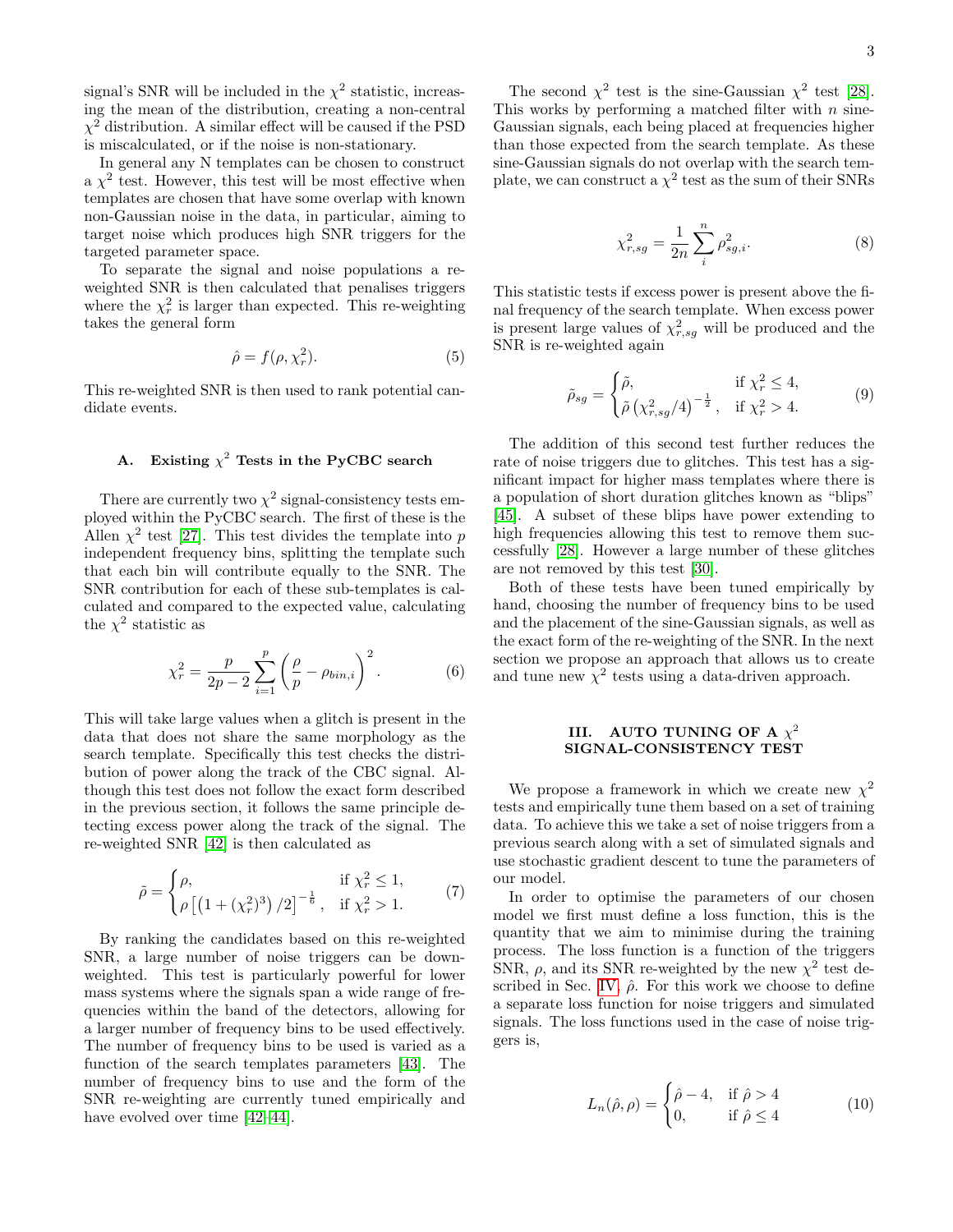signal's SNR will be included in the $\chi^2$ statistic, increasing the mean of the distribution, creating a non-central $\chi^2$ distribution. A similar effect will be caused if the PSD is miscalculated, or if the noise is non-stationary.

In general any N templates can be chosen to construct a $\chi^2$ test. However, this test will be most effective when templates are chosen that have some overlap with known non-Gaussian noise in the data, in particular, aiming to target noise which produces high SNR triggers for the targeted parameter space.

To separate the signal and noise populations a re-weighted SNR is then calculated that penalises triggers where the $\chi_r^2$ is larger than expected. This re-weighting takes the general form

$$\hat{\rho} = f(\rho, \chi_r^2). \tag{5}$$

This re-weighted SNR is then used to rank potential candidate events.

### A. Existing $\chi^2$ Tests in the PyCBC search

There are currently two $\chi^2$ signal-consistency tests employed within the PyCBC search. The first of these is the Allen $\chi^2$ test [27]. This test divides the template into $p$ independent frequency bins, splitting the template such that each bin will contribute equally to the SNR. The SNR contribution for each of these sub-templates is calculated and compared to the expected value, calculating the $\chi^2$ statistic as

$$\chi_r^2 = \frac{p}{2p-2} \sum_{i=1}^{p} \left( \frac{\rho}{p} - \rho_{bin,i} \right)^2 . \tag{6}$$

This will take large values when a glitch is present in the data that does not share the same morphology as the search template. Specifically this test checks the distribution of power along the track of the CBC signal. Although this test does not follow the exact form described in the previous section, it follows the same principle detecting excess power along the track of the signal. The re-weighted SNR [42] is then calculated as

$$\tilde{\rho} = \begin{cases} \rho, & \text{if } \chi_r^2 \leq 1, \\ \rho \left[ \left( 1 + (\chi_r^2)^3 \right) /2 \right]^{-\frac{1}{6}}, & \text{if } \chi_r^2 > 1. \end{cases} \tag{7}$$

By ranking the candidates based on this re-weighted SNR, a large number of noise triggers can be down-weighted. This test is particularly powerful for lower mass systems where the signals span a wide range of frequencies within the band of the detectors, allowing for a larger number of frequency bins to be used effectively. The number of frequency bins to be used is varied as a function of the search templates parameters [43]. The number of frequency bins to use and the form of the SNR re-weighting are currently tuned empirically and have evolved over time [42–44].

The second $\chi^2$ test is the sine-Gaussian $\chi^2$ test [28]. This works by performing a matched filter with $n$ sine-Gaussian signals, each being placed at frequencies higher than those expected from the search template. As these sine-Gaussian signals do not overlap with the search template, we can construct a $\chi^2$ test as the sum of their SNRs

$$\chi_{r,sg}^2 = \frac{1}{2n} \sum_{i}^{n} \rho_{sg,i}^2 . \tag{8}$$

This statistic tests if excess power is present above the final frequency of the search template. When excess power is present large values of $\chi_{r,sg}^2$ will be produced and the SNR is re-weighted again

$$\tilde{\rho}_{sg} = \begin{cases} \tilde{\rho}, & \text{if } \chi_r^2 \leq 4, \\ \tilde{\rho} \left( \chi_{r,sg}^2 /4 \right)^{-\frac{1}{2}}, & \text{if } \chi_r^2 > 4. \end{cases} \tag{9}$$

The addition of this second test further reduces the rate of noise triggers due to glitches. This test has a significant impact for higher mass templates where there is a population of short duration glitches known as "blips" [45]. A subset of these blips have power extending to high frequencies allowing this test to remove them successfully [28]. However a large number of these glitches are not removed by this test [30].

Both of these tests have been tuned empirically by hand, choosing the number of frequency bins to be used and the placement of the sine-Gaussian signals, as well as the exact form of the re-weighting of the SNR. In the next section we propose an approach that allows us to create and tune new $\chi^2$ tests using a data-driven approach.

## III. AUTO TUNING OF A $\chi^2$ SIGNAL-CONSISTENCY TEST

We propose a framework in which we create new $\chi^2$ tests and empirically tune them based on a set of training data. To achieve this we take a set of noise triggers from a previous search along with a set of simulated signals and use stochastic gradient descent to tune the parameters of our model.

In order to optimise the parameters of our chosen model we first must define a loss function, this is the quantity that we aim to minimise during the training process. The loss function is a function of the triggers SNR, $\rho$, and its SNR re-weighted by the new $\chi^2$ test described in Sec. IV, $\hat{\rho}$. For this work we choose to define a separate loss function for noise triggers and simulated signals. The loss functions used in the case of noise triggers is,

$$L_n(\hat{\rho}, \rho) = \begin{cases} \hat{\rho} - 4, & \text{if } \hat{\rho} > 4 \\ 0, & \text{if } \hat{\rho} \leq 4 \end{cases} \tag{10}$$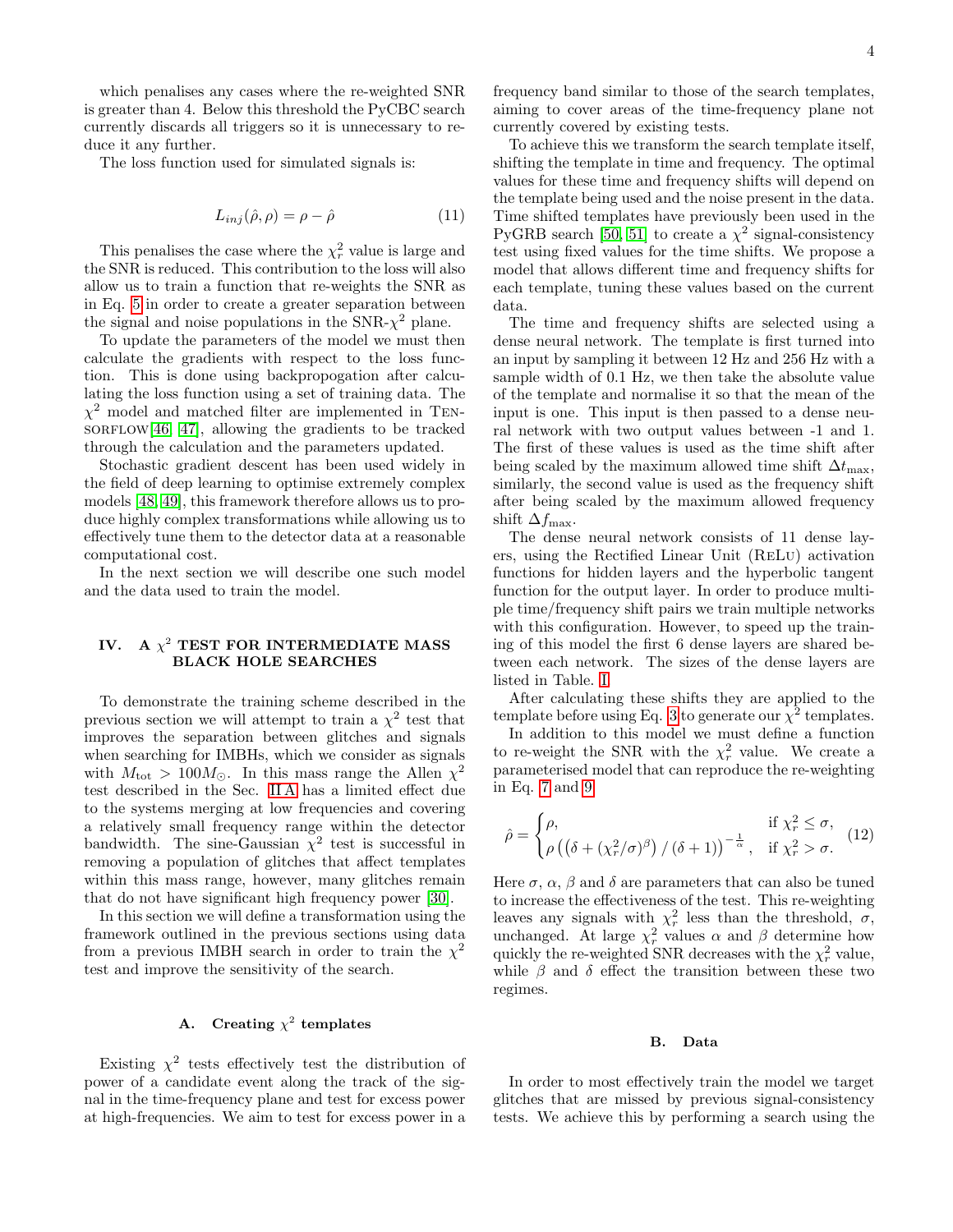which penalises any cases where the re-weighted SNR is greater than 4. Below this threshold the PyCBC search currently discards all triggers so it is unnecessary to reduce it any further.

The loss function used for simulated signals is:

$$L_{inj}(\hat{\rho}, \rho) = \rho - \hat{\rho} \tag{11}$$

This penalises the case where the $\chi^2_r$ value is large and the SNR is reduced. This contribution to the loss will also allow us to train a function that re-weights the SNR as in Eq. 5 in order to create a greater separation between the signal and noise populations in the SNR-$\chi^2$ plane.

To update the parameters of the model we must then calculate the gradients with respect to the loss function. This is done using backpropogation after calculating the loss function using a set of training data. The $\chi^2$ model and matched filter are implemented in TENSORFLOW[46, 47], allowing the gradients to be tracked through the calculation and the parameters updated.

Stochastic gradient descent has been used widely in the field of deep learning to optimise extremely complex models [48, 49], this framework therefore allows us to produce highly complex transformations while allowing us to effectively tune them to the detector data at a reasonable computational cost.

In the next section we will describe one such model and the data used to train the model.

## IV. A $\chi^2$ TEST FOR INTERMEDIATE MASS BLACK HOLE SEARCHES

To demonstrate the training scheme described in the previous section we will attempt to train a $\chi^2$ test that improves the separation between glitches and signals when searching for IMBHs, which we consider as signals with $M_{\mathrm{tot}} > 100 M_{\odot}$. In this mass range the Allen $\chi^2$ test described in the Sec. II A has a limited effect due to the systems merging at low frequencies and covering a relatively small frequency range within the detector bandwidth. The sine-Gaussian $\chi^2$ test is successful in removing a population of glitches that affect templates within this mass range, however, many glitches remain that do not have significant high frequency power [30].

In this section we will define a transformation using the framework outlined in the previous sections using data from a previous IMBH search in order to train the $\chi^2$ test and improve the sensitivity of the search.

### A. Creating $\chi^2$ templates

Existing $\chi^2$ tests effectively test the distribution of power of a candidate event along the track of the signal in the time-frequency plane and test for excess power at high-frequencies. We aim to test for excess power in a frequency band similar to those of the search templates, aiming to cover areas of the time-frequency plane not currently covered by existing tests.

To achieve this we transform the search template itself, shifting the template in time and frequency. The optimal values for these time and frequency shifts will depend on the template being used and the noise present in the data. Time shifted templates have previously been used in the PyGRB search [50, 51] to create a $\chi^2$ signal-consistency test using fixed values for the time shifts. We propose a model that allows different time and frequency shifts for each template, tuning these values based on the current data.

The time and frequency shifts are selected using a dense neural network. The template is first turned into an input by sampling it between 12 Hz and 256 Hz with a sample width of 0.1 Hz, we then take the absolute value of the template and normalise it so that the mean of the input is one. This input is then passed to a dense neural network with two output values between -1 and 1. The first of these values is used as the time shift after being scaled by the maximum allowed time shift $\Delta t_{\mathrm{max}}$, similarly, the second value is used as the frequency shift after being scaled by the maximum allowed frequency shift $\Delta f_{\mathrm{max}}$.

The dense neural network consists of 11 dense layers, using the Rectified Linear Unit (RELU) activation functions for hidden layers and the hyperbolic tangent function for the output layer. In order to produce multiple time/frequency shift pairs we train multiple networks with this configuration. However, to speed up the training of this model the first 6 dense layers are shared between each network. The sizes of the dense layers are listed in Table. I.

After calculating these shifts they are applied to the template before using Eq. 3 to generate our $\chi^2$ templates.

In addition to this model we must define a function to re-weight the SNR with the $\chi^2_r$ value. We create a parameterised model that can reproduce the re-weighting in Eq. 7 and 9.

$$\hat{\rho} = \begin{cases} \rho, & \text{if } \chi^2_r \leq \sigma, \\ \rho \left( \left( \delta + (\chi^2_r/\sigma)^{\beta} \right) / (\delta + 1) \right)^{-\frac{1}{\alpha}}, & \text{if } \chi^2_r > \sigma. \end{cases} \tag{12}$$

Here $\sigma$, $\alpha$, $\beta$ and $\delta$ are parameters that can also be tuned to increase the effectiveness of the test. This re-weighting leaves any signals with $\chi^2_r$ less than the threshold, $\sigma$, unchanged. At large $\chi^2_r$ values $\alpha$ and $\beta$ determine how quickly the re-weighted SNR decreases with the $\chi^2_r$ value, while $\beta$ and $\delta$ effect the transition between these two regimes.

### B. Data

In order to most effectively train the model we target glitches that are missed by previous signal-consistency tests. We achieve this by performing a search using the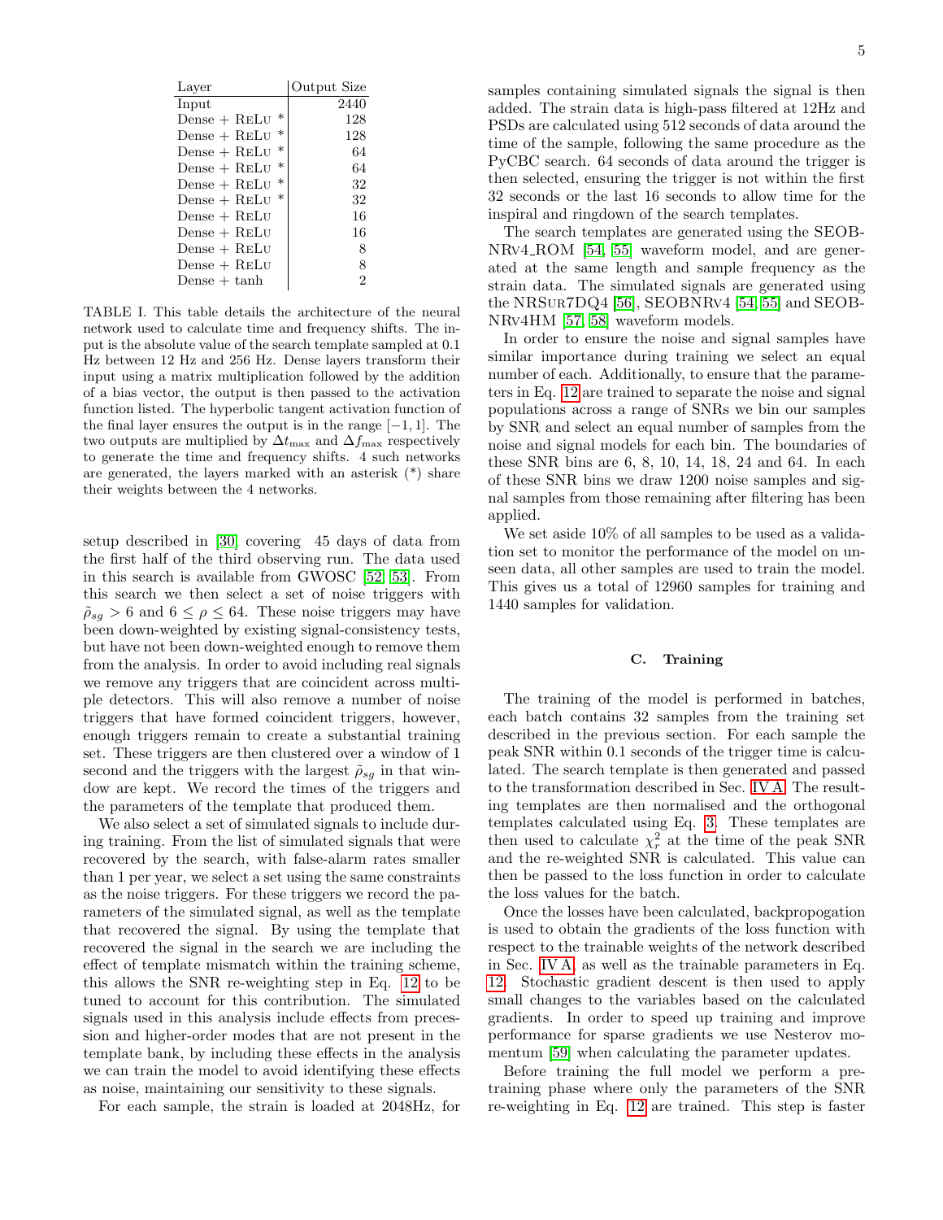| Layer | Output Size |
|---|---|
| Input | 2440 |
| Dense + ReLu * | 128 |
| Dense + ReLu * | 128 |
| Dense + ReLu * | 64 |
| Dense + ReLu * | 64 |
| Dense + ReLu * | 32 |
| Dense + ReLu * | 32 |
| Dense + ReLu | 16 |
| Dense + ReLu | 16 |
| Dense + ReLu | 8 |
| Dense + ReLu | 8 |
| Dense + tanh | 2 |

TABLE I. This table details the architecture of the neural network used to calculate time and frequency shifts. The input is the absolute value of the search template sampled at 0.1 Hz between 12 Hz and 256 Hz. Dense layers transform their input using a matrix multiplication followed by the addition of a bias vector, the output is then passed to the activation function listed. The hyperbolic tangent activation function of the final layer ensures the output is in the range $[-1, 1]$. The two outputs are multiplied by $\Delta t_{\mathrm{max}}$ and $\Delta f_{\mathrm{max}}$ respectively to generate the time and frequency shifts. 4 such networks are generated, the layers marked with an asterisk (*) share their weights between the 4 networks.

setup described in [30] covering 45 days of data from the first half of the third observing run. The data used in this search is available from GWOSC [52, 53]. From this search we then select a set of noise triggers with $\tilde{\rho}_{sg} > 6$ and $6 \leq \rho \leq 64$. These noise triggers may have been down-weighted by existing signal-consistency tests, but have not been down-weighted enough to remove them from the analysis. In order to avoid including real signals we remove any triggers that are coincident across multiple detectors. This will also remove a number of noise triggers that have formed coincident triggers, however, enough triggers remain to create a substantial training set. These triggers are then clustered over a window of 1 second and the triggers with the largest $\tilde{\rho}_{sg}$ in that window are kept. We record the times of the triggers and the parameters of the template that produced them.

We also select a set of simulated signals to include during training. From the list of simulated signals that were recovered by the search, with false-alarm rates smaller than 1 per year, we select a set using the same constraints as the noise triggers. For these triggers we record the parameters of the simulated signal, as well as the template that recovered the signal. By using the template that recovered the signal in the search we are including the effect of template mismatch within the training scheme, this allows the SNR re-weighting step in Eq. 12 to be tuned to account for this contribution. The simulated signals used in this analysis include effects from precession and higher-order modes that are not present in the template bank, by including these effects in the analysis we can train the model to avoid identifying these effects as noise, maintaining our sensitivity to these signals.

For each sample, the strain is loaded at 2048Hz, for samples containing simulated signals the signal is then added. The strain data is high-pass filtered at 12Hz and PSDs are calculated using 512 seconds of data around the time of the sample, following the same procedure as the PyCBC search. 64 seconds of data around the trigger is then selected, ensuring the trigger is not within the first 32 seconds or the last 16 seconds to allow time for the inspiral and ringdown of the search templates.

The search templates are generated using the SEOBNRv4_ROM [54, 55] waveform model, and are generated at the same length and sample frequency as the strain data. The simulated signals are generated using the NRSur7DQ4 [56], SEOBNRv4 [54, 55] and SEOBNRv4HM [57, 58] waveform models.

In order to ensure the noise and signal samples have similar importance during training we select an equal number of each. Additionally, to ensure that the parameters in Eq. 12 are trained to separate the noise and signal populations across a range of SNRs we bin our samples by SNR and select an equal number of samples from the noise and signal models for each bin. The boundaries of these SNR bins are 6, 8, 10, 14, 18, 24 and 64. In each of these SNR bins we draw 1200 noise samples and signal samples from those remaining after filtering has been applied.

We set aside 10% of all samples to be used as a validation set to monitor the performance of the model on unseen data, all other samples are used to train the model. This gives us a total of 12960 samples for training and 1440 samples for validation.

### C. Training

The training of the model is performed in batches, each batch contains 32 samples from the training set described in the previous section. For each sample the peak SNR within 0.1 seconds of the trigger time is calculated. The search template is then generated and passed to the transformation described in Sec. IV A. The resulting templates are then normalised and the orthogonal templates calculated using Eq. 3. These templates are then used to calculate $\chi_r^2$ at the time of the peak SNR and the re-weighted SNR is calculated. This value can then be passed to the loss function in order to calculate the loss values for the batch.

Once the losses have been calculated, backpropogation is used to obtain the gradients of the loss function with respect to the trainable weights of the network described in Sec. IV A, as well as the trainable parameters in Eq. 12. Stochastic gradient descent is then used to apply small changes to the variables based on the calculated gradients. In order to speed up training and improve performance for sparse gradients we use Nesterov momentum [59] when calculating the parameter updates.

Before training the full model we perform a pre-training phase where only the parameters of the SNR re-weighting in Eq. 12 are trained. This step is faster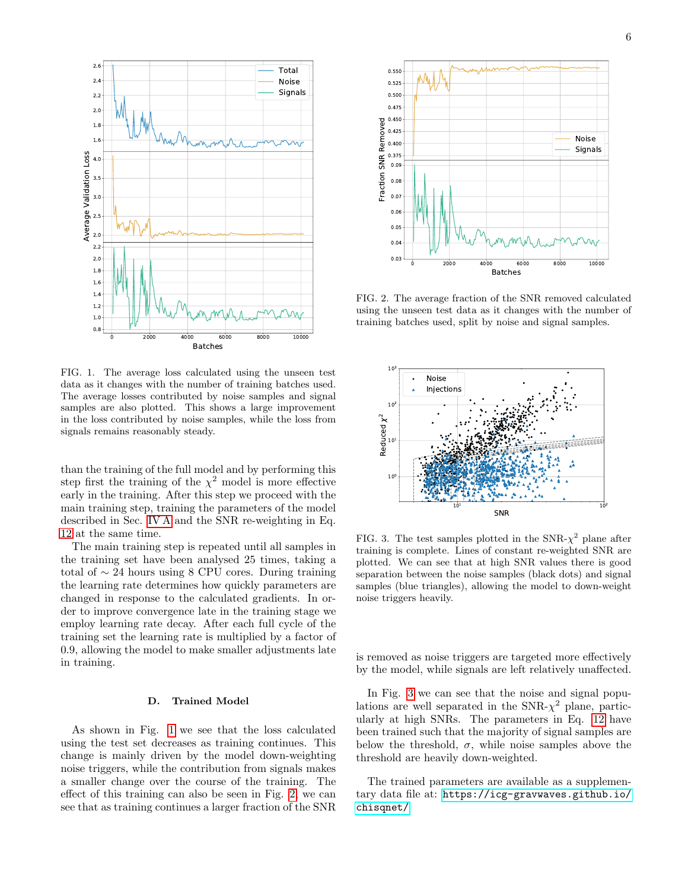Average Validation Loss

Total
Noise
Signals

2.6
2.4
2.2
2.0
1.8
1.6

4.0
3.5
3.0
2.5
2.0

2.2
2.0
1.8
1.6
1.4
1.2
1.0
0.8

0 2000 4000 6000 8000 10000
Batches

FIG. 1. The average loss calculated using the unseen test data as it changes with the number of training batches used. The average losses contributed by noise samples and signal samples are also plotted. This shows a large improvement in the loss contributed by noise samples, while the loss from signals remains reasonably steady.

Fraction SNR Removed

Noise
Signals

0.550
0.525
0.500
0.475
0.450
0.425
0.400
0.375

0.09
0.08
0.07
0.06
0.05
0.04
0.03

0 2000 4000 6000 8000 10000
Batches

FIG. 2. The average fraction of the SNR removed calculated using the unseen test data as it changes with the number of training batches used, split by noise and signal samples.

Reduced $\chi^2$

Noise
Injections

$10^3$
$10^2$
$10^1$
$10^0$

$10^1$ $10^2$
SNR

FIG. 3. The test samples plotted in the SNR-$\chi^2$ plane after training is complete. Lines of constant re-weighted SNR are plotted. We can see that at high SNR values there is good separation between the noise samples (black dots) and signal samples (blue triangles), allowing the model to down-weight noise triggers heavily.

than the training of the full model and by performing this step first the training of the $\chi^2$ model is more effective early in the training. After this step we proceed with the main training step, training the parameters of the model described in Sec. IV A and the SNR re-weighting in Eq. 12 at the same time.

The main training step is repeated until all samples in the training set have been analysed 25 times, taking a total of $\sim 24$ hours using 8 CPU cores. During training the learning rate determines how quickly parameters are changed in response to the calculated gradients. In order to improve convergence late in the training stage we employ learning rate decay. After each full cycle of the training set the learning rate is multiplied by a factor of 0.9, allowing the model to make smaller adjustments late in training.

### D. Trained Model

As shown in Fig. 1 we see that the loss calculated using the test set decreases as training continues. This change is mainly driven by the model down-weighting noise triggers, while the contribution from signals makes a smaller change over the course of the training. The effect of this training can also be seen in Fig. 2 we can see that as training continues a larger fraction of the SNR is removed as noise triggers are targeted more effectively by the model, while signals are left relatively unaffected.

In Fig. 3 we can see that the noise and signal populations are well separated in the SNR-$\chi^2$ plane, particularly at high SNRs. The parameters in Eq. 12 have been trained such that the majority of signal samples are below the threshold, $\sigma$, while noise samples above the threshold are heavily down-weighted.

The trained parameters are available as a supplementary data file at: https://icg-gravwaves.github.io/chisqnet/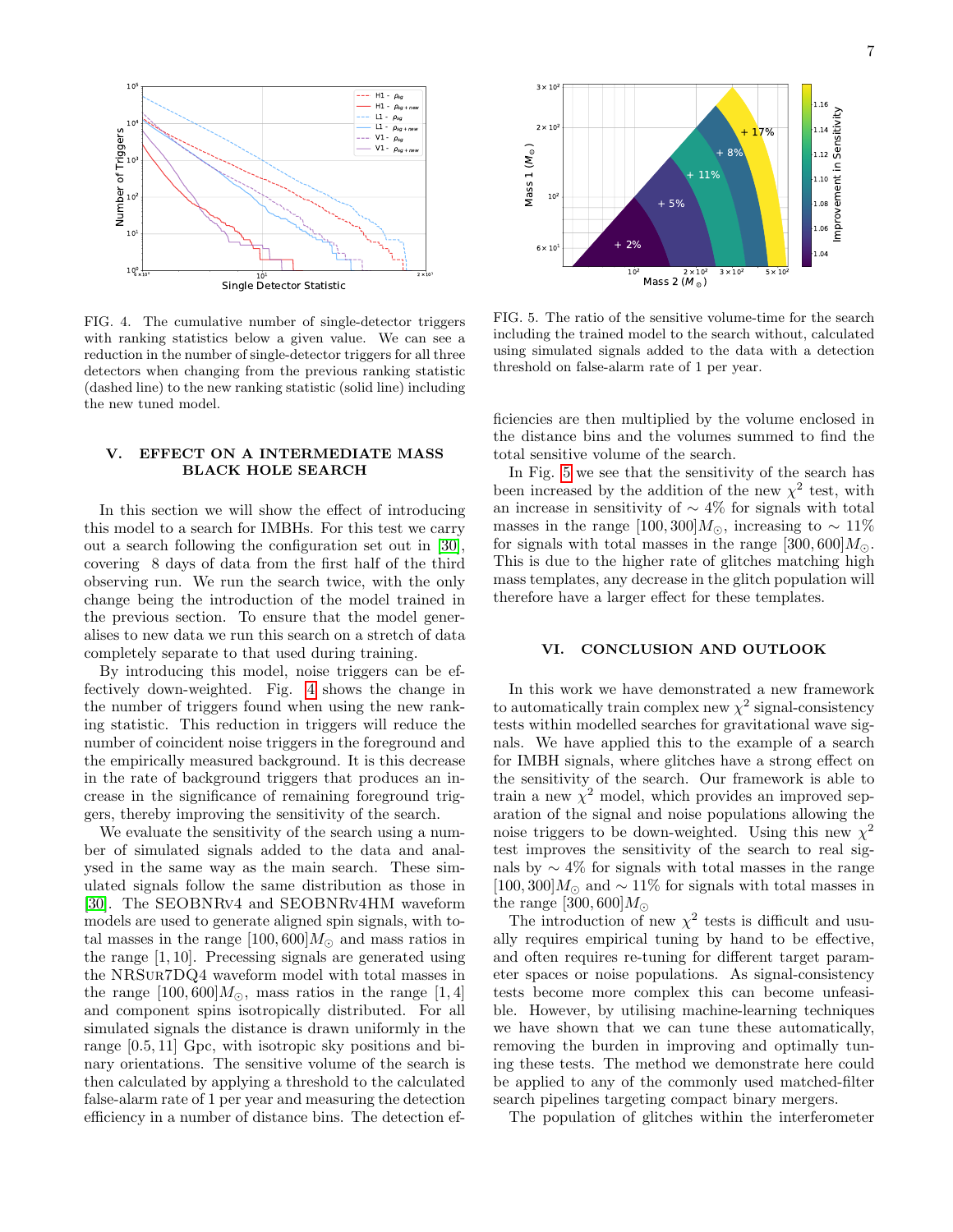$10^5$

$10^4$

$10^3$

$10^2$

$10^1$

$10^0$

Number of Triggers

$6\times10^0$

$10^1$

$2\times10^1$

Single Detector Statistic

H1 - $\rho_{sg}$

H1 - $\rho_{sg+new}$

L1 - $\rho_{sg}$

L1 - $\rho_{sg+new}$

V1 - $\rho_{sg}$

V1 - $\rho_{sg+new}$

FIG. 4. The cumulative number of single-detector triggers with ranking statistics below a given value. We can see a reduction in the number of single-detector triggers for all three detectors when changing from the previous ranking statistic (dashed line) to the new ranking statistic (solid line) including the new tuned model.

$3\times10^2$

$2\times10^2$

$10^2$

$6\times10^1$

Mass 1 ($M_\odot$)

$10^2$

$2\times10^2$

$3\times10^2$

$5\times10^2$

Mass 2 ($M_\odot$)

+ 2%

+ 5%

+ 11%

+ 8%

+ 17%

Improvement in Sensitivity

1.16

1.14

1.12

1.10

1.08

1.06

1.04

FIG. 5. The ratio of the sensitive volume-time for the search including the trained model to the search without, calculated using simulated signals added to the data with a detection threshold on false-alarm rate of 1 per year.

## V. EFFECT ON A INTERMEDIATE MASS BLACK HOLE SEARCH

In this section we will show the effect of introducing this model to a search for IMBHs. For this test we carry out a search following the configuration set out in [30], covering 8 days of data from the first half of the third observing run. We run the search twice, with the only change being the introduction of the model trained in the previous section. To ensure that the model generalises to new data we run this search on a stretch of data completely separate to that used during training.

By introducing this model, noise triggers can be effectively down-weighted. Fig. 4 shows the change in the number of triggers found when using the new ranking statistic. This reduction in triggers will reduce the number of coincident noise triggers in the foreground and the empirically measured background. It is this decrease in the rate of background triggers that produces an increase in the significance of remaining foreground triggers, thereby improving the sensitivity of the search.

We evaluate the sensitivity of the search using a number of simulated signals added to the data and analysed in the same way as the main search. These simulated signals follow the same distribution as those in [30]. The SEOBNRv4 and SEOBNRv4HM waveform models are used to generate aligned spin signals, with total masses in the range $[100, 600]M_\odot$ and mass ratios in the range $[1, 10]$. Precessing signals are generated using the NRSur7DQ4 waveform model with total masses in the range $[100, 600]M_\odot$, mass ratios in the range $[1, 4]$ and component spins isotropically distributed. For all simulated signals the distance is drawn uniformly in the range $[0.5, 11]$ Gpc, with isotropic sky positions and binary orientations. The sensitive volume of the search is then calculated by applying a threshold to the calculated false-alarm rate of 1 per year and measuring the detection efficiency in a number of distance bins. The detection efficiencies are then multiplied by the volume enclosed in the distance bins and the volumes summed to find the total sensitive volume of the search.

In Fig. 5 we see that the sensitivity of the search has been increased by the addition of the new $\chi^2$ test, with an increase in sensitivity of $\sim 4\%$ for signals with total masses in the range $[100, 300]M_\odot$, increasing to $\sim 11\%$ for signals with total masses in the range $[300, 600]M_\odot$. This is due to the higher rate of glitches matching high mass templates, any decrease in the glitch population will therefore have a larger effect for these templates.

## VI. CONCLUSION AND OUTLOOK

In this work we have demonstrated a new framework to automatically train complex new $\chi^2$ signal-consistency tests within modelled searches for gravitational wave signals. We have applied this to the example of a search for IMBH signals, where glitches have a strong effect on the sensitivity of the search. Our framework is able to train a new $\chi^2$ model, which provides an improved separation of the signal and noise populations allowing the noise triggers to be down-weighted. Using this new $\chi^2$ test improves the sensitivity of the search to real signals by $\sim 4\%$ for signals with total masses in the range $[100, 300]M_\odot$ and $\sim 11\%$ for signals with total masses in the range $[300, 600]M_\odot$

The introduction of new $\chi^2$ tests is difficult and usually requires empirical tuning by hand to be effective, and often requires re-tuning for different target parameter spaces or noise populations. As signal-consistency tests become more complex this can become unfeasible. However, by utilising machine-learning techniques we have shown that we can tune these automatically, removing the burden in improving and optimally tuning these tests. The method we demonstrate here could be applied to any of the commonly used matched-filter search pipelines targeting compact binary mergers.

The population of glitches within the interferometer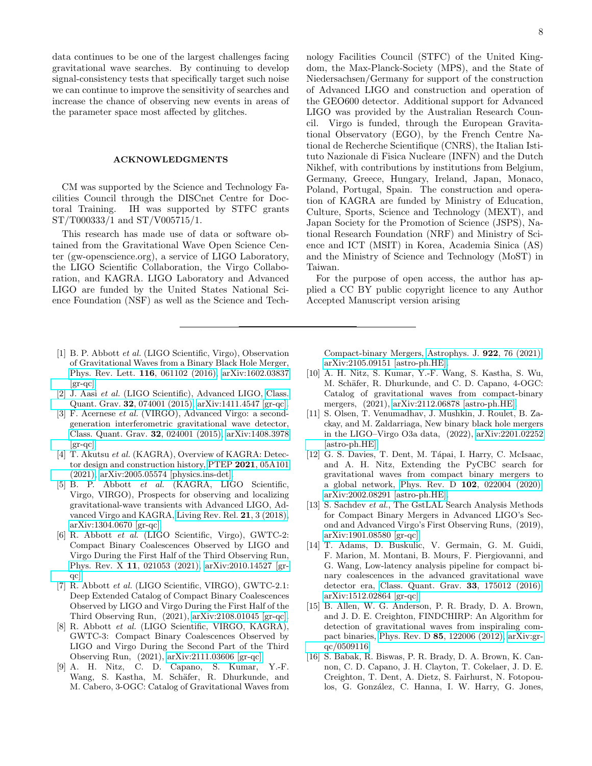data continues to be one of the largest challenges facing gravitational wave searches. By continuing to develop signal-consistency tests that specifically target such noise we can continue to improve the sensitivity of searches and increase the chance of observing new events in areas of the parameter space most affected by glitches.

## ACKNOWLEDGMENTS

CM was supported by the Science and Technology Facilities Council through the DISCnet Centre for Doctoral Training. IH was supported by STFC grants ST/T000333/1 and ST/V005715/1.

This research has made use of data or software obtained from the Gravitational Wave Open Science Center (gw-openscience.org), a service of LIGO Laboratory, the LIGO Scientific Collaboration, the Virgo Collaboration, and KAGRA. LIGO Laboratory and Advanced LIGO are funded by the United States National Science Foundation (NSF) as well as the Science and Technology Facilities Council (STFC) of the United Kingdom, the Max-Planck-Society (MPS), and the State of Niedersachsen/Germany for support of the construction of Advanced LIGO and construction and operation of the GEO600 detector. Additional support for Advanced LIGO was provided by the Australian Research Council. Virgo is funded, through the European Gravitational Observatory (EGO), by the French Centre National de Recherche Scientifique (CNRS), the Italian Istituto Nazionale di Fisica Nucleare (INFN) and the Dutch Nikhef, with contributions by institutions from Belgium, Germany, Greece, Hungary, Ireland, Japan, Monaco, Poland, Portugal, Spain. The construction and operation of KAGRA are funded by Ministry of Education, Culture, Sports, Science and Technology (MEXT), and Japan Society for the Promotion of Science (JSPS), National Research Foundation (NRF) and Ministry of Science and ICT (MSIT) in Korea, Academia Sinica (AS) and the Ministry of Science and Technology (MoST) in Taiwan.

For the purpose of open access, the author has applied a CC BY public copyright licence to any Author Accepted Manuscript version arising

---

[1] B. P. Abbott *et al.* (LIGO Scientific, Virgo), Observation of Gravitational Waves from a Binary Black Hole Merger, Phys. Rev. Lett. **116**, 061102 (2016), arXiv:1602.03837 [gr-qc].

[2] J. Aasi *et al.* (LIGO Scientific), Advanced LIGO, Class. Quant. Grav. **32**, 074001 (2015), arXiv:1411.4547 [gr-qc].

[3] F. Acernese *et al.* (VIRGO), Advanced Virgo: a second-generation interferometric gravitational wave detector, Class. Quant. Grav. **32**, 024001 (2015), arXiv:1408.3978 [gr-qc].

[4] T. Akutsu *et al.* (KAGRA), Overview of KAGRA: Detector design and construction history, PTEP **2021**, 05A101 (2021), arXiv:2005.05574 [physics.ins-det].

[5] B. P. Abbott *et al.* (KAGRA, LIGO Scientific, Virgo, VIRGO), Prospects for observing and localizing gravitational-wave transients with Advanced LIGO, Advanced Virgo and KAGRA, Living Rev. Rel. **21**, 3 (2018), arXiv:1304.0670 [gr-qc].

[6] R. Abbott *et al.* (LIGO Scientific, Virgo), GWTC-2: Compact Binary Coalescences Observed by LIGO and Virgo During the First Half of the Third Observing Run, Phys. Rev. X **11**, 021053 (2021), arXiv:2010.14527 [gr-qc].

[7] R. Abbott *et al.* (LIGO Scientific, VIRGO), GWTC-2.1: Deep Extended Catalog of Compact Binary Coalescences Observed by LIGO and Virgo During the First Half of the Third Observing Run, (2021), arXiv:2108.01045 [gr-qc].

[8] R. Abbott *et al.* (LIGO Scientific, VIRGO, KAGRA), GWTC-3: Compact Binary Coalescences Observed by LIGO and Virgo During the Second Part of the Third Observing Run, (2021), arXiv:2111.03606 [gr-qc].

[9] A. H. Nitz, C. D. Capano, S. Kumar, Y.-F. Wang, S. Kastha, M. Schäfer, R. Dhurkunde, and M. Cabero, 3-OGC: Catalog of Gravitational Waves from Compact-binary Mergers, Astrophys. J. **922**, 76 (2021), arXiv:2105.09151 [astro-ph.HE].

[10] A. H. Nitz, S. Kumar, Y.-F. Wang, S. Kastha, S. Wu, M. Schäfer, R. Dhurkunde, and C. D. Capano, 4-OGC: Catalog of gravitational waves from compact-binary mergers, (2021), arXiv:2112.06878 [astro-ph.HE].

[11] S. Olsen, T. Venumadhav, J. Mushkin, J. Roulet, B. Zackay, and M. Zaldarriaga, New binary black hole mergers in the LIGO–Virgo O3a data, (2022), arXiv:2201.02252 [astro-ph.HE].

[12] G. S. Davies, T. Dent, M. Tápai, I. Harry, C. McIsaac, and A. H. Nitz, Extending the PyCBC search for gravitational waves from compact binary mergers to a global network, Phys. Rev. D **102**, 022004 (2020), arXiv:2002.08291 [astro-ph.HE].

[13] S. Sachdev *et al.*, The GstLAL Search Analysis Methods for Compact Binary Mergers in Advanced LIGO's Second and Advanced Virgo's First Observing Runs, (2019), arXiv:1901.08580 [gr-qc].

[14] T. Adams, D. Buskulic, V. Germain, G. M. Guidi, F. Marion, M. Montani, B. Mours, F. Piergiovanni, and G. Wang, Low-latency analysis pipeline for compact binary coalescences in the advanced gravitational wave detector era, Class. Quant. Grav. **33**, 175012 (2016), arXiv:1512.02864 [gr-qc].

[15] B. Allen, W. G. Anderson, P. R. Brady, D. A. Brown, and J. D. E. Creighton, FINDCHIRP: An Algorithm for detection of gravitational waves from inspiraling compact binaries, Phys. Rev. D **85**, 122006 (2012), arXiv:gr-qc/0509116.

[16] S. Babak, R. Biswas, P. R. Brady, D. A. Brown, K. Cannon, C. D. Capano, J. H. Clayton, T. Cokelaer, J. D. E. Creighton, T. Dent, A. Dietz, S. Fairhurst, N. Fotopoulos, G. González, C. Hanna, I. W. Harry, G. Jones,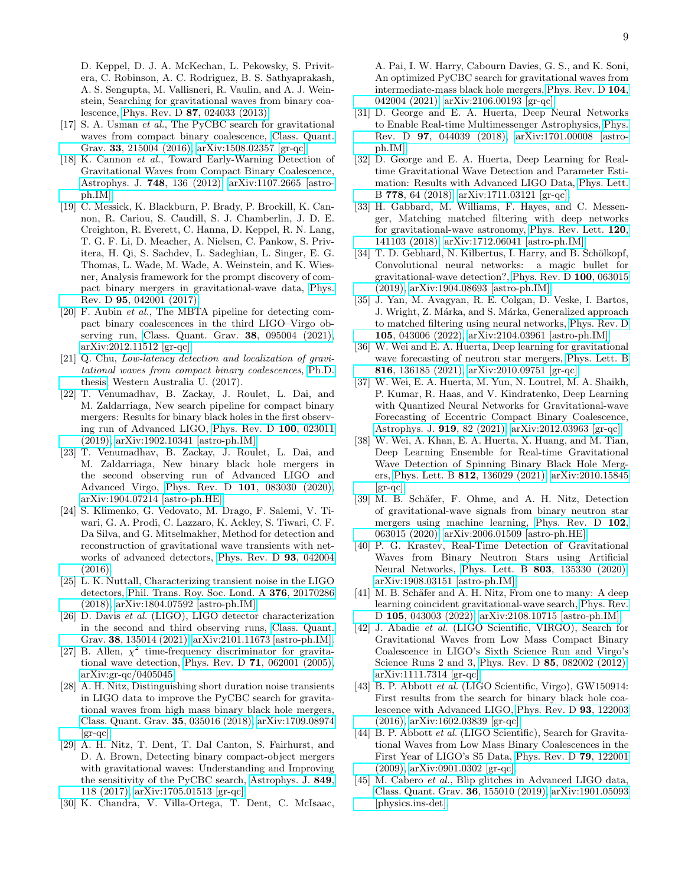D. Keppel, D. J. A. McKechan, L. Pekowsky, S. Privitera, C. Robinson, A. C. Rodriguez, B. S. Sathyaprakash, A. S. Sengupta, M. Vallisneri, R. Vaulin, and A. J. Weinstein, Searching for gravitational waves from binary coalescence, Phys. Rev. D **87**, 024033 (2013).

[17] S. A. Usman *et al.*, The PyCBC search for gravitational waves from compact binary coalescence, Class. Quant. Grav. **33**, 215004 (2016), arXiv:1508.02357 [gr-qc].

[18] K. Cannon *et al.*, Toward Early-Warning Detection of Gravitational Waves from Compact Binary Coalescence, Astrophys. J. **748**, 136 (2012), arXiv:1107.2665 [astro-ph.IM].

[19] C. Messick, K. Blackburn, P. Brady, P. Brockill, K. Cannon, R. Cariou, S. Caudill, S. J. Chamberlin, J. D. E. Creighton, R. Everett, C. Hanna, D. Keppel, R. N. Lang, T. G. F. Li, D. Meacher, A. Nielsen, C. Pankow, S. Privitera, H. Qi, S. Sachdev, L. Sadeghian, L. Singer, E. G. Thomas, L. Wade, M. Wade, A. Weinstein, and K. Wiesner, Analysis framework for the prompt discovery of compact binary mergers in gravitational-wave data, Phys. Rev. D **95**, 042001 (2017).

[20] F. Aubin *et al.*, The MBTA pipeline for detecting compact binary coalescences in the third LIGO–Virgo observing run, Class. Quant. Grav. **38**, 095004 (2021), arXiv:2012.11512 [gr-qc].

[21] Q. Chu, *Low-latency detection and localization of gravitational waves from compact binary coalescences*, Ph.D. thesis, Western Australia U. (2017).

[22] T. Venumadhav, B. Zackay, J. Roulet, L. Dai, and M. Zaldarriaga, New search pipeline for compact binary mergers: Results for binary black holes in the first observing run of Advanced LIGO, Phys. Rev. D **100**, 023011 (2019), arXiv:1902.10341 [astro-ph.IM].

[23] T. Venumadhav, B. Zackay, J. Roulet, L. Dai, and M. Zaldarriaga, New binary black hole mergers in the second observing run of Advanced LIGO and Advanced Virgo, Phys. Rev. D **101**, 083030 (2020), arXiv:1904.07214 [astro-ph.HE].

[24] S. Klimenko, G. Vedovato, M. Drago, F. Salemi, V. Tiwari, G. A. Prodi, C. Lazzaro, K. Ackley, S. Tiwari, C. F. Da Silva, and G. Mitselmakher, Method for detection and reconstruction of gravitational wave transients with networks of advanced detectors, Phys. Rev. D **93**, 042004 (2016).

[25] L. K. Nuttall, Characterizing transient noise in the LIGO detectors, Phil. Trans. Roy. Soc. Lond. A **376**, 20170286 (2018), arXiv:1804.07592 [astro-ph.IM].

[26] D. Davis *et al.* (LIGO), LIGO detector characterization in the second and third observing runs, Class. Quant. Grav. **38**, 135014 (2021), arXiv:2101.11673 [astro-ph.IM].

[27] B. Allen, $\chi^2$ time-frequency discriminator for gravitational wave detection, Phys. Rev. D **71**, 062001 (2005), arXiv:gr-qc/0405045.

[28] A. H. Nitz, Distinguishing short duration noise transients in LIGO data to improve the PyCBC search for gravitational waves from high mass binary black hole mergers, Class. Quant. Grav. **35**, 035016 (2018), arXiv:1709.08974 [gr-qc].

[29] A. H. Nitz, T. Dent, T. Dal Canton, S. Fairhurst, and D. A. Brown, Detecting binary compact-object mergers with gravitational waves: Understanding and Improving the sensitivity of the PyCBC search, Astrophys. J. **849**, 118 (2017), arXiv:1705.01513 [gr-qc].

[30] K. Chandra, V. Villa-Ortega, T. Dent, C. McIsaac, A. Pai, I. W. Harry, Cabourn Davies, G. S., and K. Soni, An optimized PyCBC search for gravitational waves from intermediate-mass black hole mergers, Phys. Rev. D **104**, 042004 (2021), arXiv:2106.00193 [gr-qc].

[31] D. George and E. A. Huerta, Deep Neural Networks to Enable Real-time Multimessenger Astrophysics, Phys. Rev. D **97**, 044039 (2018), arXiv:1701.00008 [astro-ph.IM].

[32] D. George and E. A. Huerta, Deep Learning for Real-time Gravitational Wave Detection and Parameter Estimation: Results with Advanced LIGO Data, Phys. Lett. B **778**, 64 (2018), arXiv:1711.03121 [gr-qc].

[33] H. Gabbard, M. Williams, F. Hayes, and C. Messenger, Matching matched filtering with deep networks for gravitational-wave astronomy, Phys. Rev. Lett. **120**, 141103 (2018), arXiv:1712.06041 [astro-ph.IM].

[34] T. D. Gebhard, N. Kilbertus, I. Harry, and B. Schölkopf, Convolutional neural networks: a magic bullet for gravitational-wave detection?, Phys. Rev. D **100**, 063015 (2019), arXiv:1904.08693 [astro-ph.IM].

[35] J. Yan, M. Avagyan, R. E. Colgan, D. Veske, I. Bartos, J. Wright, Z. Márka, and S. Márka, Generalized approach to matched filtering using neural networks, Phys. Rev. D **105**, 043006 (2022), arXiv:2104.03961 [astro-ph.IM].

[36] W. Wei and E. A. Huerta, Deep learning for gravitational wave forecasting of neutron star mergers, Phys. Lett. B **816**, 136185 (2021), arXiv:2010.09751 [gr-qc].

[37] W. Wei, E. A. Huerta, M. Yun, N. Loutrel, M. A. Shaikh, P. Kumar, R. Haas, and V. Kindratenko, Deep Learning with Quantized Neural Networks for Gravitational-wave Forecasting of Eccentric Compact Binary Coalescence, Astrophys. J. **919**, 82 (2021), arXiv:2012.03963 [gr-qc].

[38] W. Wei, A. Khan, E. A. Huerta, X. Huang, and M. Tian, Deep Learning Ensemble for Real-time Gravitational Wave Detection of Spinning Binary Black Hole Mergers, Phys. Lett. B **812**, 136029 (2021), arXiv:2010.15845 [gr-qc].

[39] M. B. Schäfer, F. Ohme, and A. H. Nitz, Detection of gravitational-wave signals from binary neutron star mergers using machine learning, Phys. Rev. D **102**, 063015 (2020), arXiv:2006.01509 [astro-ph.HE].

[40] P. G. Krastev, Real-Time Detection of Gravitational Waves from Binary Neutron Stars using Artificial Neural Networks, Phys. Lett. B **803**, 135330 (2020), arXiv:1908.03151 [astro-ph.IM].

[41] M. B. Schäfer and A. H. Nitz, From one to many: A deep learning coincident gravitational-wave search, Phys. Rev. D **105**, 043003 (2022), arXiv:2108.10715 [astro-ph.IM].

[42] J. Abadie *et al.* (LIGO Scientific, VIRGO), Search for Gravitational Waves from Low Mass Compact Binary Coalescence in LIGO's Sixth Science Run and Virgo's Science Runs 2 and 3, Phys. Rev. D **85**, 082002 (2012), arXiv:1111.7314 [gr-qc].

[43] B. P. Abbott *et al.* (LIGO Scientific, Virgo), GW150914: First results from the search for binary black hole coalescence with Advanced LIGO, Phys. Rev. D **93**, 122003 (2016), arXiv:1602.03839 [gr-qc].

[44] B. P. Abbott *et al.* (LIGO Scientific), Search for Gravitational Waves from Low Mass Binary Coalescences in the First Year of LIGO's S5 Data, Phys. Rev. D **79**, 122001 (2009), arXiv:0901.0302 [gr-qc].

[45] M. Cabero *et al.*, Blip glitches in Advanced LIGO data, Class. Quant. Grav. **36**, 155010 (2019), arXiv:1901.05093 [physics.ins-det].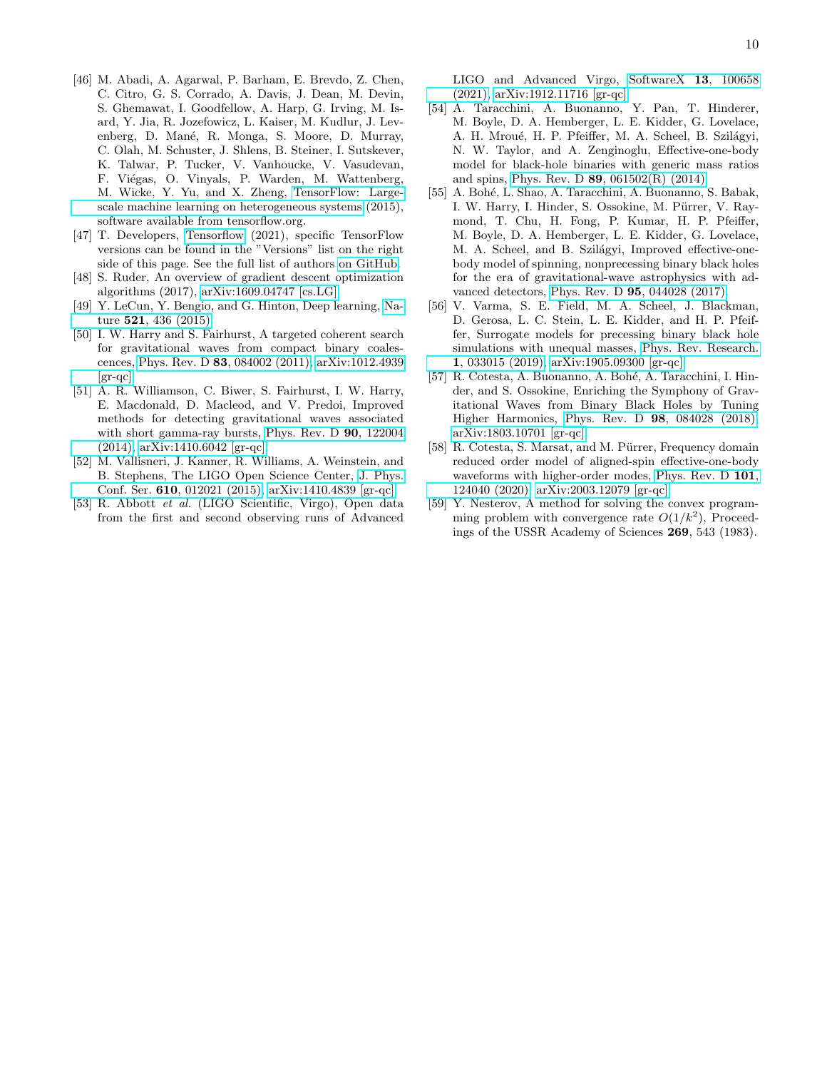[46] M. Abadi, A. Agarwal, P. Barham, E. Brevdo, Z. Chen, C. Citro, G. S. Corrado, A. Davis, J. Dean, M. Devin, S. Ghemawat, I. Goodfellow, A. Harp, G. Irving, M. Isard, Y. Jia, R. Jozefowicz, L. Kaiser, M. Kudlur, J. Levenberg, D. Mané, R. Monga, S. Moore, D. Murray, C. Olah, M. Schuster, J. Shlens, B. Steiner, I. Sutskever, K. Talwar, P. Tucker, V. Vanhoucke, V. Vasudevan, F. Viégas, O. Vinyals, P. Warden, M. Wattenberg, M. Wicke, Y. Yu, and X. Zheng, TensorFlow: Large-scale machine learning on heterogeneous systems (2015), software available from tensorflow.org.

[47] T. Developers, Tensorflow (2021), specific TensorFlow versions can be found in the "Versions" list on the right side of this page. See the full list of authors on GitHub.

[48] S. Ruder, An overview of gradient descent optimization algorithms (2017), arXiv:1609.04747 [cs.LG].

[49] Y. LeCun, Y. Bengio, and G. Hinton, Deep learning, Nature **521**, 436 (2015).

[50] I. W. Harry and S. Fairhurst, A targeted coherent search for gravitational waves from compact binary coalescences, Phys. Rev. D **83**, 084002 (2011), arXiv:1012.4939 [gr-qc].

[51] A. R. Williamson, C. Biwer, S. Fairhurst, I. W. Harry, E. Macdonald, D. Macleod, and V. Predoi, Improved methods for detecting gravitational waves associated with short gamma-ray bursts, Phys. Rev. D **90**, 122004 (2014), arXiv:1410.6042 [gr-qc].

[52] M. Vallisneri, J. Kanner, R. Williams, A. Weinstein, and B. Stephens, The LIGO Open Science Center, J. Phys. Conf. Ser. **610**, 012021 (2015), arXiv:1410.4839 [gr-qc].

[53] R. Abbott *et al.* (LIGO Scientific, Virgo), Open data from the first and second observing runs of Advanced LIGO and Advanced Virgo, SoftwareX **13**, 100658 (2021), arXiv:1912.11716 [gr-qc].

[54] A. Taracchini, A. Buonanno, Y. Pan, T. Hinderer, M. Boyle, D. A. Hemberger, L. E. Kidder, G. Lovelace, A. H. Mroué, H. P. Pfeiffer, M. A. Scheel, B. Szilágyi, N. W. Taylor, and A. Zenginoglu, Effective-one-body model for black-hole binaries with generic mass ratios and spins, Phys. Rev. D **89**, 061502(R) (2014).

[55] A. Bohé, L. Shao, A. Taracchini, A. Buonanno, S. Babak, I. W. Harry, I. Hinder, S. Ossokine, M. Pürrer, V. Raymond, T. Chu, H. Fong, P. Kumar, H. P. Pfeiffer, M. Boyle, D. A. Hemberger, L. E. Kidder, G. Lovelace, M. A. Scheel, and B. Szilágyi, Improved effective-one-body model of spinning, nonprecessing binary black holes for the era of gravitational-wave astrophysics with advanced detectors, Phys. Rev. D **95**, 044028 (2017).

[56] V. Varma, S. E. Field, M. A. Scheel, J. Blackman, D. Gerosa, L. C. Stein, L. E. Kidder, and H. P. Pfeiffer, Surrogate models for precessing binary black hole simulations with unequal masses, Phys. Rev. Research. **1**, 033015 (2019), arXiv:1905.09300 [gr-qc].

[57] R. Cotesta, A. Buonanno, A. Bohé, A. Taracchini, I. Hinder, and S. Ossokine, Enriching the Symphony of Gravitational Waves from Binary Black Holes by Tuning Higher Harmonics, Phys. Rev. D **98**, 084028 (2018), arXiv:1803.10701 [gr-qc].

[58] R. Cotesta, S. Marsat, and M. Pürrer, Frequency domain reduced order model of aligned-spin effective-one-body waveforms with higher-order modes, Phys. Rev. D **101**, 124040 (2020), arXiv:2003.12079 [gr-qc].

[59] Y. Nesterov, A method for solving the convex programming problem with convergence rate $O(1/k^2)$, Proceedings of the USSR Academy of Sciences **269**, 543 (1983).